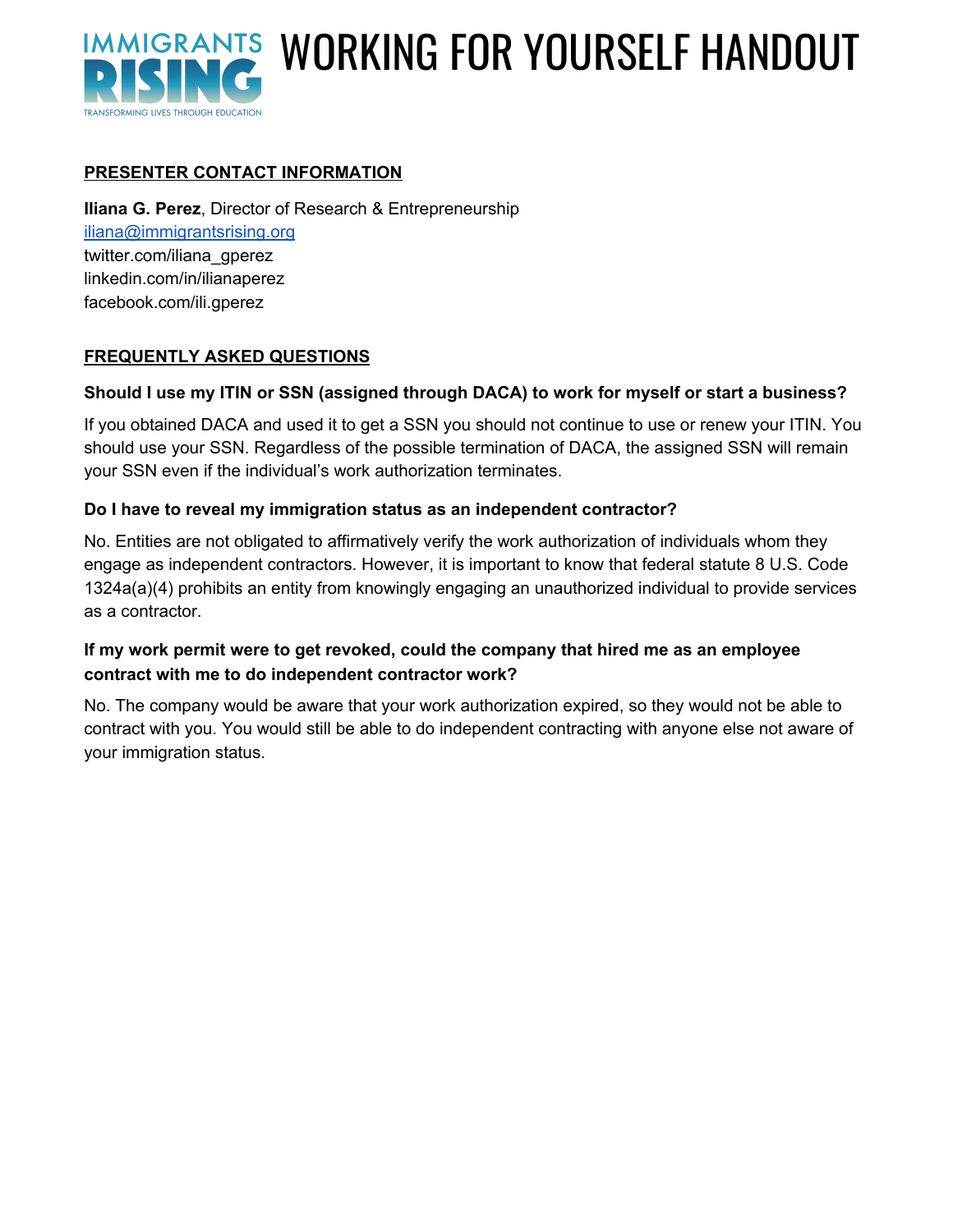# WORKING FOR YOURSELF HANDOUT

IMMIGRANTS RISING
TRANSFORMING LIVES THROUGH EDUCATION

## PRESENTER CONTACT INFORMATION

**Iliana G. Perez**, Director of Research & Entrepreneurship
iliana@immigrantsrising.org
twitter.com/iliana_gperez
linkedin.com/in/ilianaperez
facebook.com/ili.gperez

## FREQUENTLY ASKED QUESTIONS

**Should I use my ITIN or SSN (assigned through DACA) to work for myself or start a business?**

If you obtained DACA and used it to get a SSN you should not continue to use or renew your ITIN. You should use your SSN. Regardless of the possible termination of DACA, the assigned SSN will remain your SSN even if the individual's work authorization terminates.

**Do I have to reveal my immigration status as an independent contractor?**

No. Entities are not obligated to affirmatively verify the work authorization of individuals whom they engage as independent contractors. However, it is important to know that federal statute 8 U.S. Code 1324a(a)(4) prohibits an entity from knowingly engaging an unauthorized individual to provide services as a contractor.

**If my work permit were to get revoked, could the company that hired me as an employee contract with me to do independent contractor work?**

No. The company would be aware that your work authorization expired, so they would not be able to contract with you. You would still be able to do independent contracting with anyone else not aware of your immigration status.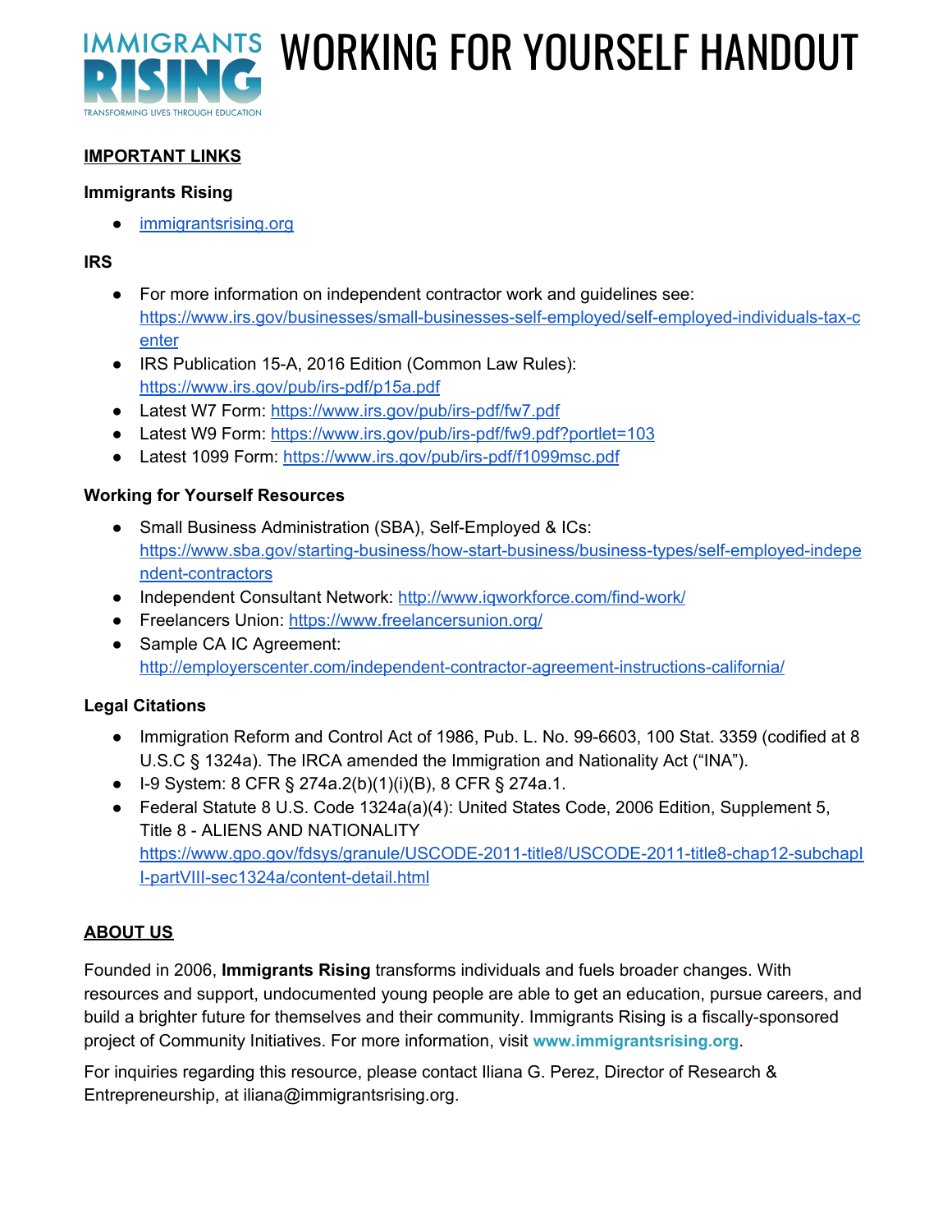# WORKING FOR YOURSELF HANDOUT

## IMPORTANT LINKS

### Immigrants Rising

- immigrantsrising.org

### IRS

- For more information on independent contractor work and guidelines see: https://www.irs.gov/businesses/small-businesses-self-employed/self-employed-individuals-tax-center
- IRS Publication 15-A, 2016 Edition (Common Law Rules): https://www.irs.gov/pub/irs-pdf/p15a.pdf
- Latest W7 Form: https://www.irs.gov/pub/irs-pdf/fw7.pdf
- Latest W9 Form: https://www.irs.gov/pub/irs-pdf/fw9.pdf?portlet=103
- Latest 1099 Form: https://www.irs.gov/pub/irs-pdf/f1099msc.pdf

### Working for Yourself Resources

- Small Business Administration (SBA), Self-Employed & ICs: https://www.sba.gov/starting-business/how-start-business/business-types/self-employed-independent-contractors
- Independent Consultant Network: http://www.iqworkforce.com/find-work/
- Freelancers Union: https://www.freelancersunion.org/
- Sample CA IC Agreement: http://employerscenter.com/independent-contractor-agreement-instructions-california/

### Legal Citations

- Immigration Reform and Control Act of 1986, Pub. L. No. 99-6603, 100 Stat. 3359 (codified at 8 U.S.C § 1324a). The IRCA amended the Immigration and Nationality Act ("INA").
- I-9 System: 8 CFR § 274a.2(b)(1)(i)(B), 8 CFR § 274a.1.
- Federal Statute 8 U.S. Code 1324a(a)(4): United States Code, 2006 Edition, Supplement 5, Title 8 - ALIENS AND NATIONALITY https://www.gpo.gov/fdsys/granule/USCODE-2011-title8/USCODE-2011-title8-chap12-subchapII-partVIII-sec1324a/content-detail.html

## ABOUT US

Founded in 2006, **Immigrants Rising** transforms individuals and fuels broader changes. With resources and support, undocumented young people are able to get an education, pursue careers, and build a brighter future for themselves and their community. Immigrants Rising is a fiscally-sponsored project of Community Initiatives. For more information, visit **www.immigrantsrising.org**.

For inquiries regarding this resource, please contact Iliana G. Perez, Director of Research & Entrepreneurship, at iliana@immigrantsrising.org.